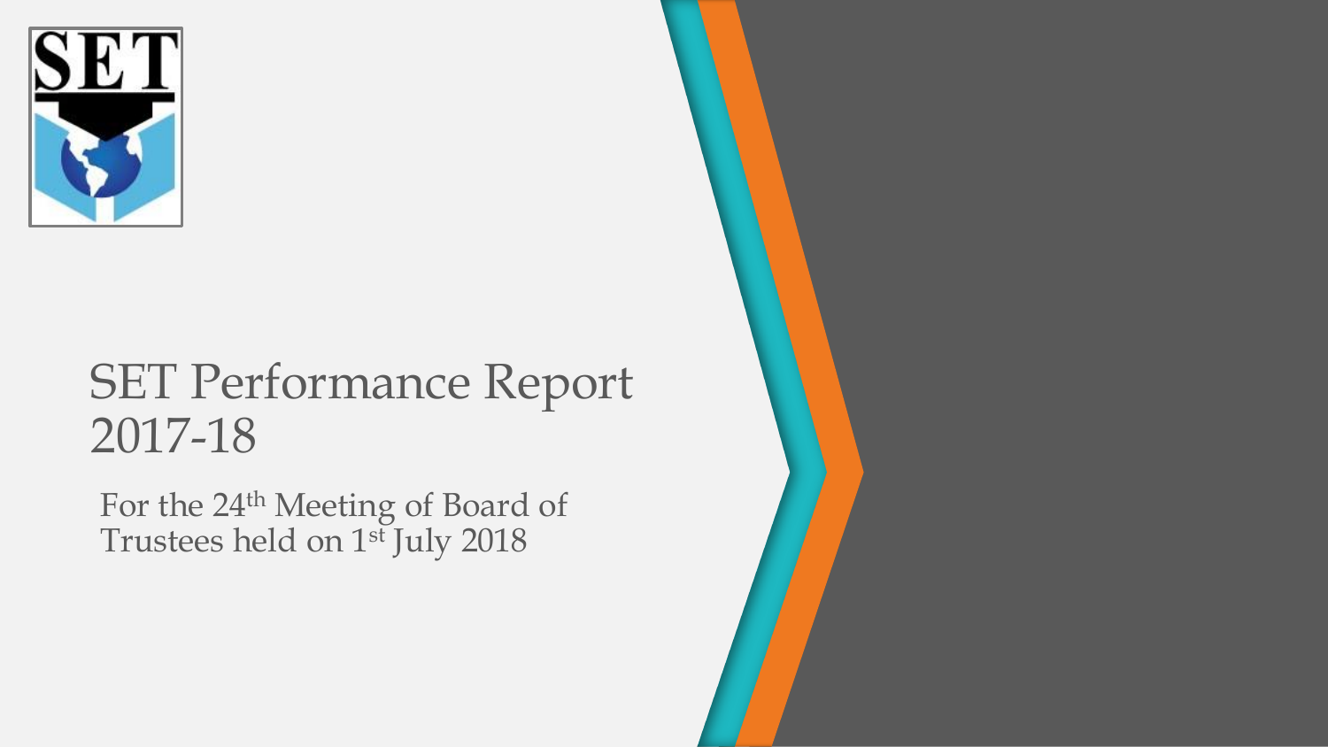# SET Performance Report 2017-18

For the 24th Meeting of Board of Trustees held on 1st July 2018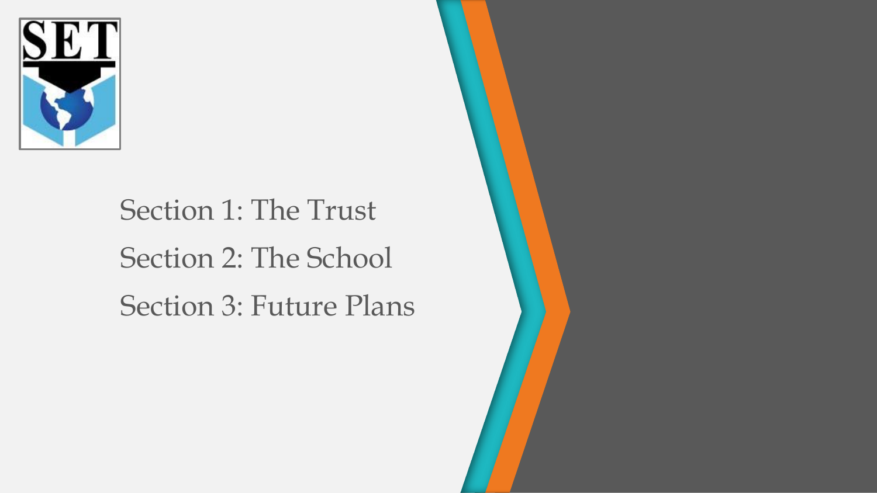SET

Section 1: The Trust

Section 2: The School

Section 3: Future Plans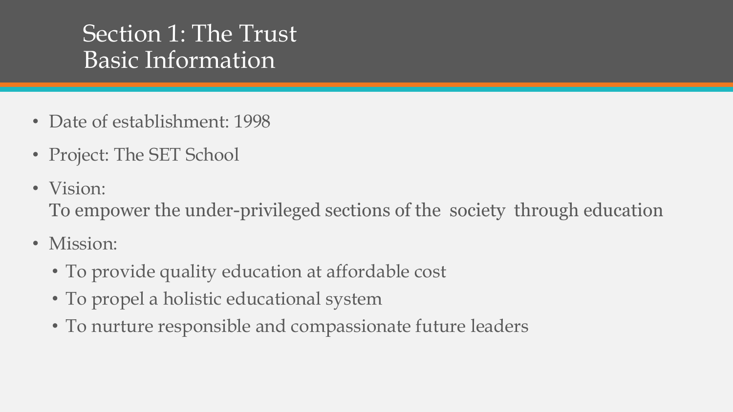# Section 1: The Trust Basic Information

- Date of establishment: 1998
- Project: The SET School
- Vision:
  To empower the under-privileged sections of the society through education
- Mission:
  - To provide quality education at affordable cost
  - To propel a holistic educational system
  - To nurture responsible and compassionate future leaders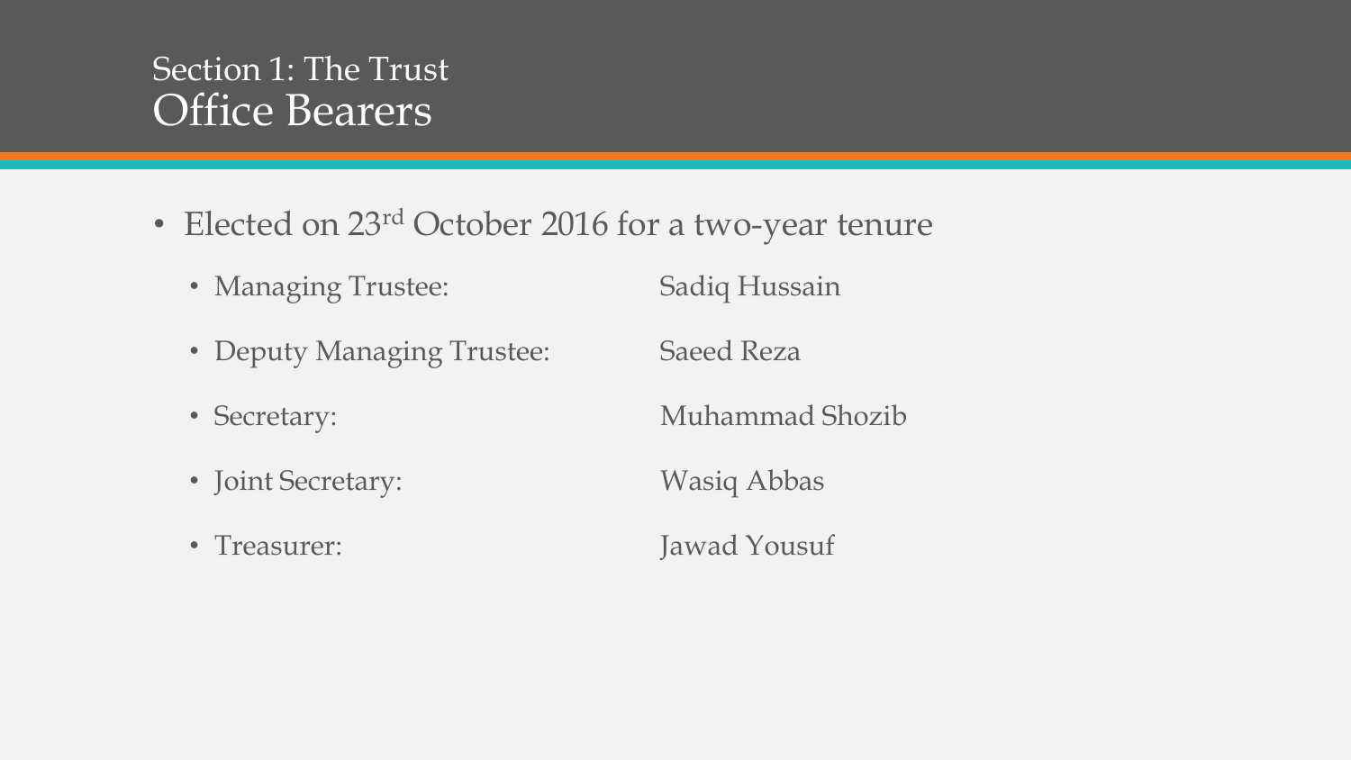## Section 1: The Trust

# Office Bearers

- Elected on 23rd October 2016 for a two-year tenure
  - Managing Trustee: Sadiq Hussain
  - Deputy Managing Trustee: Saeed Reza
  - Secretary: Muhammad Shozib
  - Joint Secretary: Wasiq Abbas
  - Treasurer: Jawad Yousuf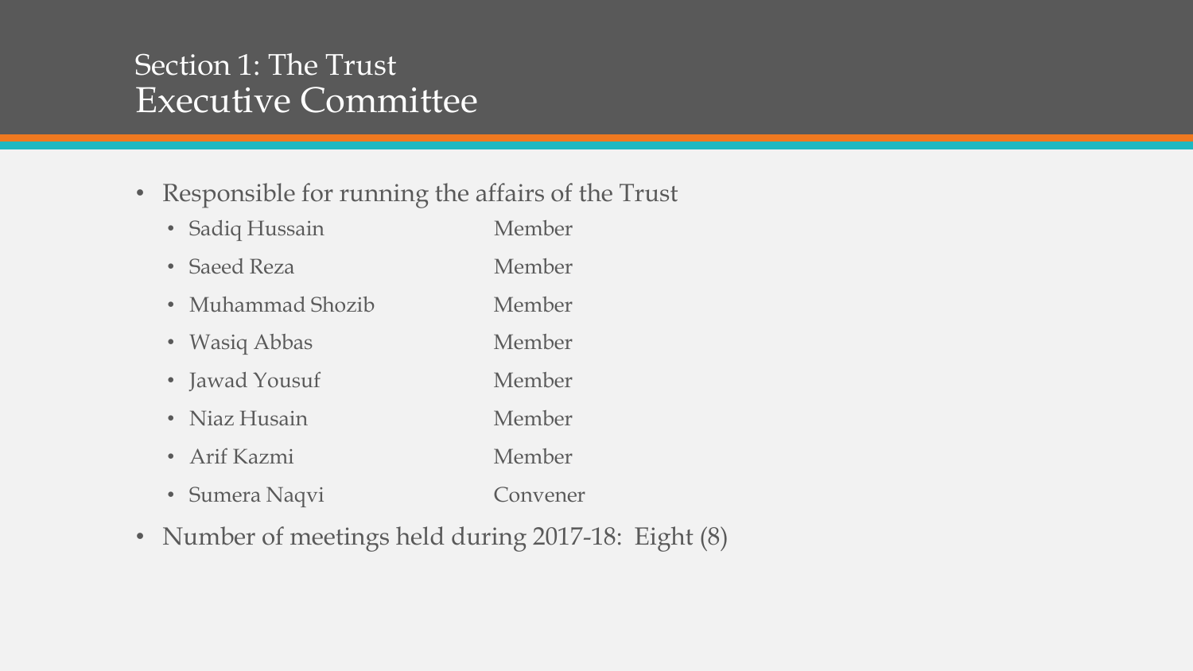## Section 1: The Trust
# Executive Committee

- Responsible for running the affairs of the Trust
  - Sadiq Hussain Member
  - Saeed Reza Member
  - Muhammad Shozib Member
  - Wasiq Abbas Member
  - Jawad Yousuf Member
  - Niaz Husain Member
  - Arif Kazmi Member
  - Sumera Naqvi Convener
- Number of meetings held during 2017-18: Eight (8)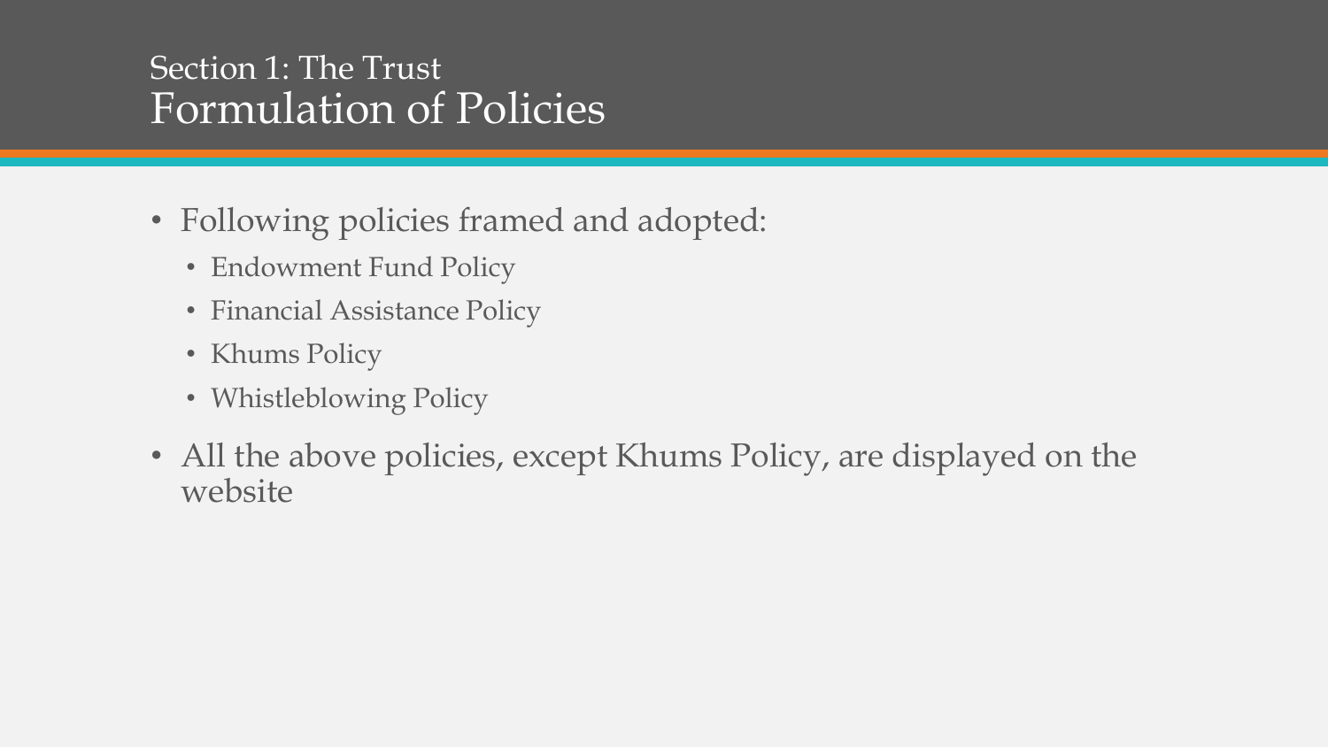Section 1: The Trust

# Formulation of Policies

- Following policies framed and adopted:
  - Endowment Fund Policy
  - Financial Assistance Policy
  - Khums Policy
  - Whistleblowing Policy
- All the above policies, except Khums Policy, are displayed on the website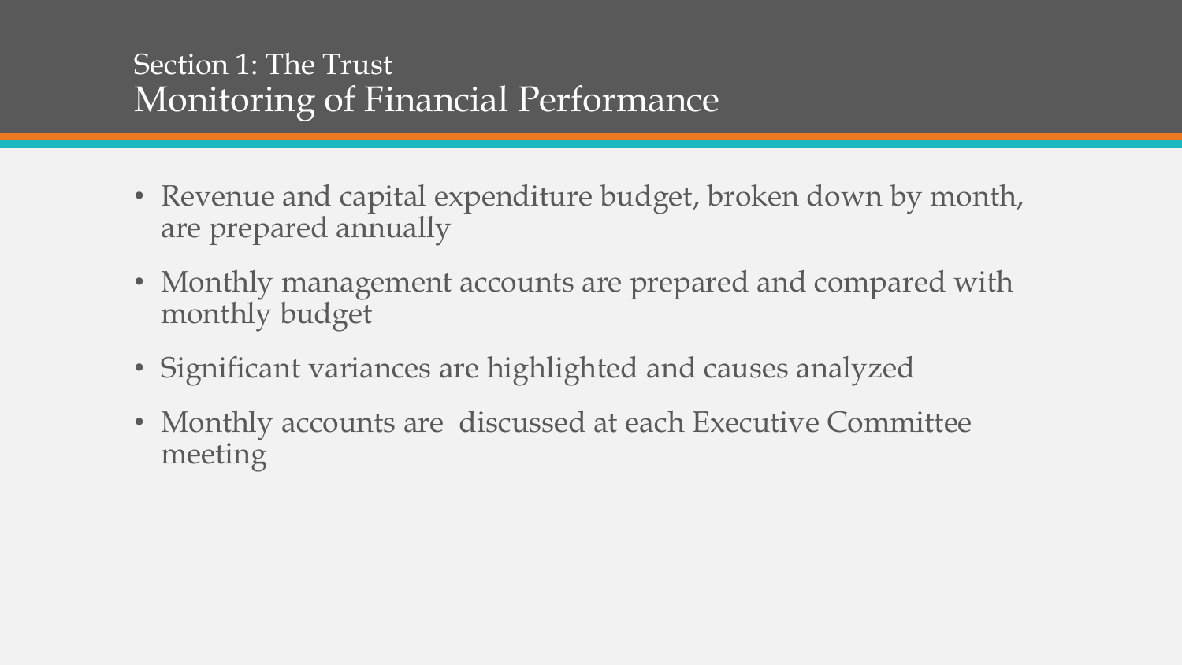## Section 1: The Trust

# Monitoring of Financial Performance

- Revenue and capital expenditure budget, broken down by month, are prepared annually
- Monthly management accounts are prepared and compared with monthly budget
- Significant variances are highlighted and causes analyzed
- Monthly accounts are discussed at each Executive Committee meeting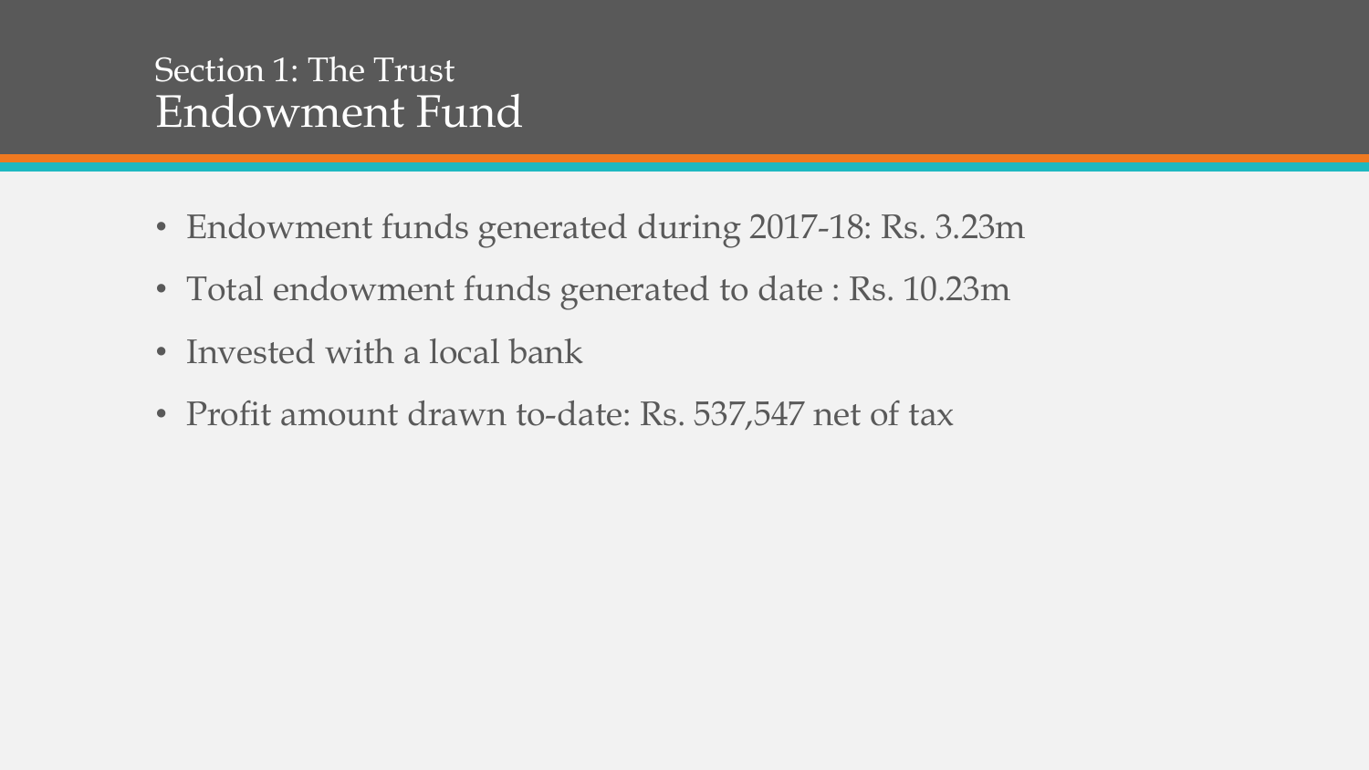Section 1: The Trust

# Endowment Fund

- Endowment funds generated during 2017-18: Rs. 3.23m
- Total endowment funds generated to date : Rs. 10.23m
- Invested with a local bank
- Profit amount drawn to-date: Rs. 537,547 net of tax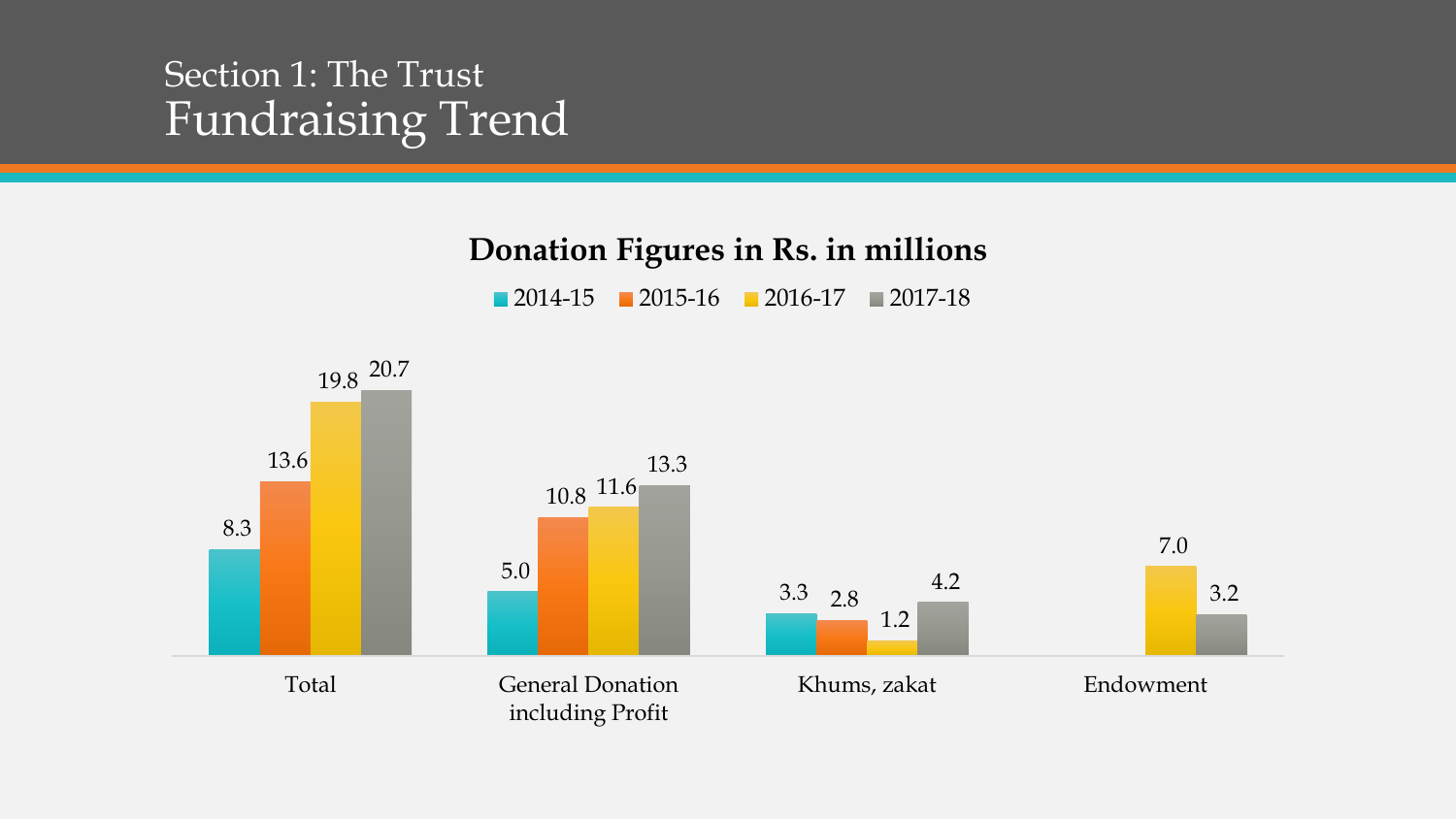# Section 1: The Trust

## Fundraising Trend

### Donation Figures in Rs. in millions

| | 2014-15 | 2015-16 | 2016-17 | 2017-18 |
|---|---|---|---|---|
| Total | 8.3 | 13.6 | 19.8 | 20.7 |
| General Donation including Profit | 5.0 | 10.8 | 11.6 | 13.3 |
| Khums, zakat | 3.3 | 2.8 | 1.2 | 4.2 |
| Endowment | | | 7.0 | 3.2 |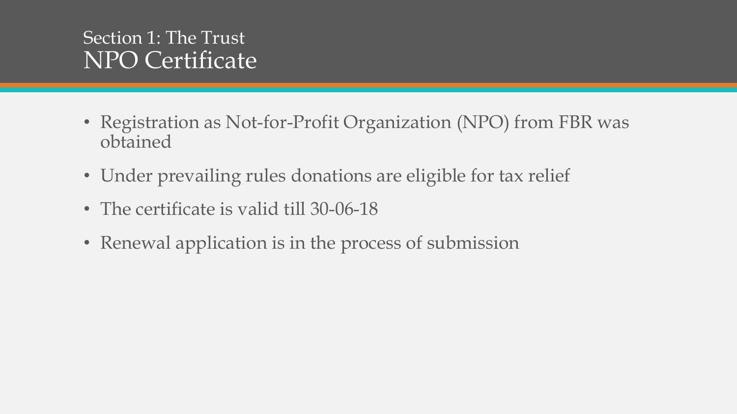## Section 1: The Trust

# NPO Certificate

- Registration as Not-for-Profit Organization (NPO) from FBR was obtained
- Under prevailing rules donations are eligible for tax relief
- The certificate is valid till 30-06-18
- Renewal application is in the process of submission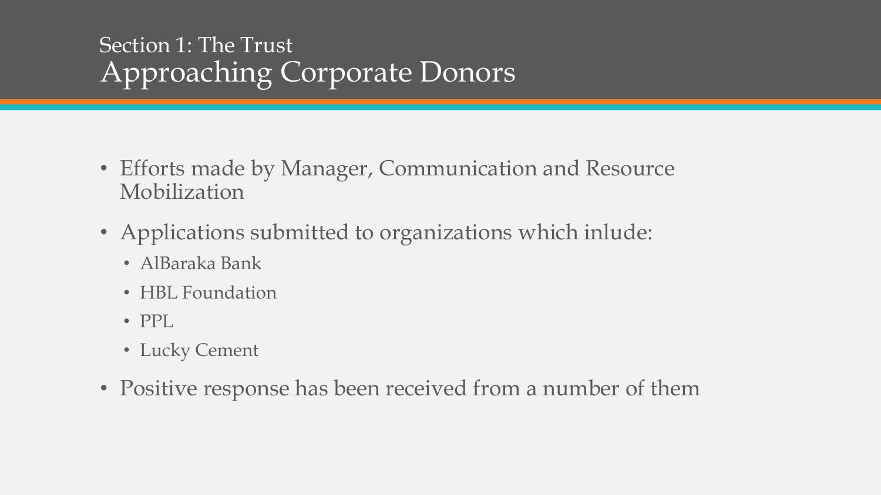## Section 1: The Trust

# Approaching Corporate Donors

- Efforts made by Manager, Communication and Resource Mobilization
- Applications submitted to organizations which inlude:
  - AlBaraka Bank
  - HBL Foundation
  - PPL
  - Lucky Cement
- Positive response has been received from a number of them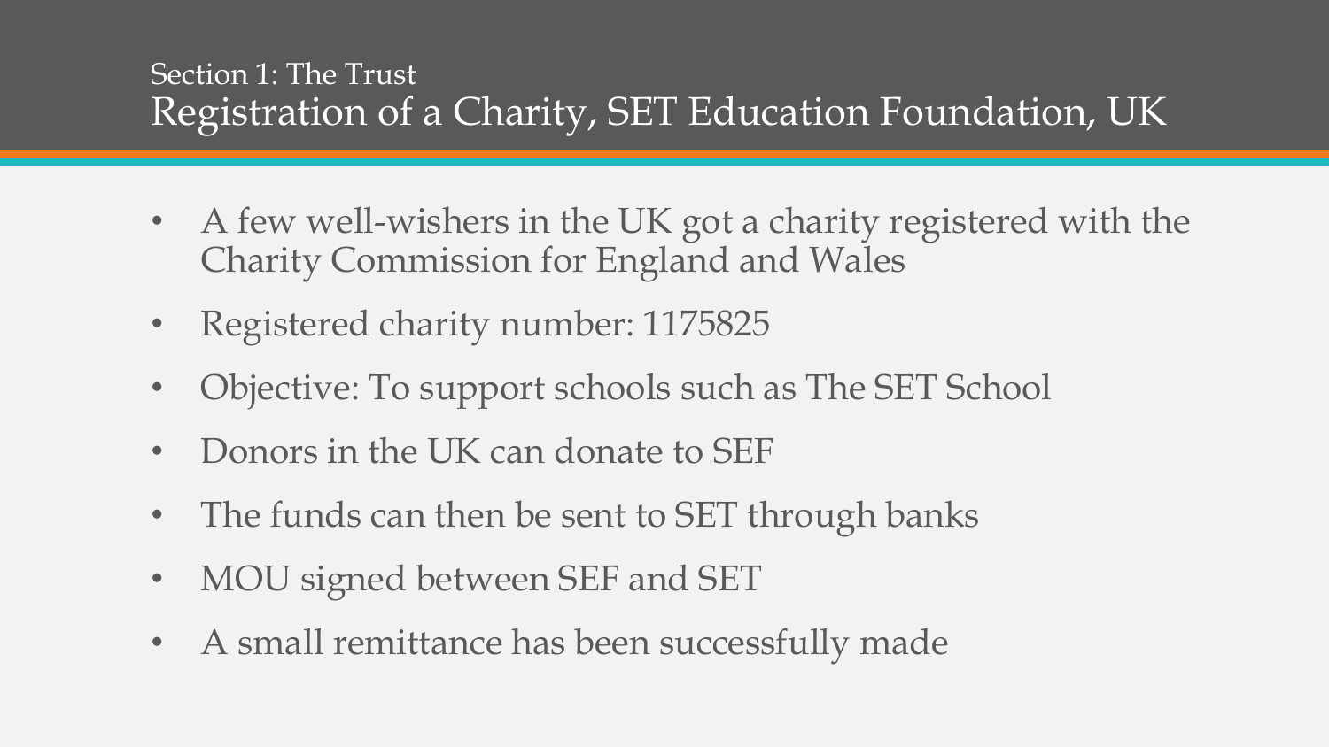Section 1: The Trust

# Registration of a Charity, SET Education Foundation, UK

- A few well-wishers in the UK got a charity registered with the Charity Commission for England and Wales
- Registered charity number: 1175825
- Objective: To support schools such as The SET School
- Donors in the UK can donate to SEF
- The funds can then be sent to SET through banks
- MOU signed between SEF and SET
- A small remittance has been successfully made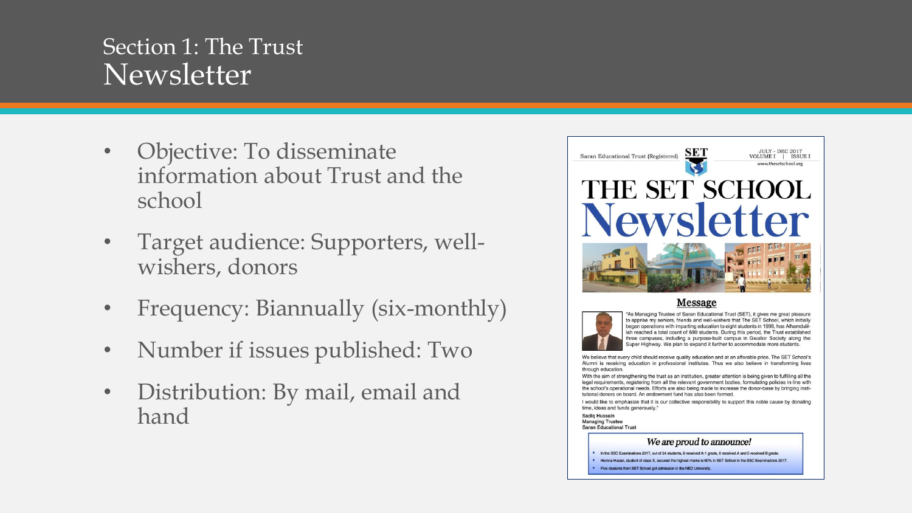# Section 1: The Trust
## Newsletter

- Objective: To disseminate information about Trust and the school
- Target audience: Supporters, well-wishers, donors
- Frequency: Biannually (six-monthly)
- Number if issues published: Two
- Distribution: By mail, email and hand

Saran Educational Trust (Registered) SET JULY - DEC 2017 VOLUME I | ISSUE I www.thesetschool.org

# THE SET SCHOOL Newsletter

### Message

"As Managing Trustee of Saran Educational Trust (SET), it gives me great pleasure to apprise my seniors, friends and well-wishers that The SET School, which initially began operations with imparting education to eight students in 1998, has Alhamdulillah reached a total count of 690 students. During this period, the Trust established three campuses, including a purpose-built campus in Gwalior Society along the Super Highway. We plan to expand it further to accommodate more students.

We believe that every child should receive quality education and at an afforable price. The SET School's Alumni is receiving education in professional institutes. Thus we also believe in transforming lives through education.

With the aim of strengthening the trust as an institution, greater attention is being given to fulfilling all the legal requirements, registering from all the relevant government bodies, formulating policies in line with the school's operational needs. Efforts are also being made to increase the donor-base by bringing institutional donors on board. An endowment fund has also been formed.

I would like to emphasize that it is our collective responsibility to support this noble cause by donating time, ideas and funds generously."

**Sadiq Hussain**
**Managing Trustee**
**Saran Educational Trust**

### *We are proud to announce!*

- In the SSC Examinations 2017, out of 24 students, 9 received A-1 grade, 6 received A and 5 received B grade.
- Humna Hasan, student of class X, secured the highest marks ie 90% in SET School in the SSC Examinations 2017.
- Five students from SET School got admission in the NED University.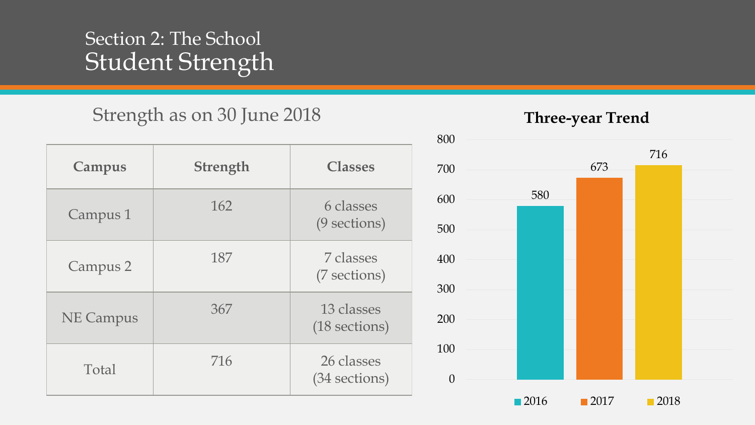Section 2: The School

# Student Strength

## Strength as on 30 June 2018

| Campus | Strength | Classes |
|---|---|---|
| Campus 1 | 162 | 6 classes (9 sections) |
| Campus 2 | 187 | 7 classes (7 sections) |
| NE Campus | 367 | 13 classes (18 sections) |
| Total | 716 | 26 classes (34 sections) |

**Three-year Trend**

| Year | Strength |
|---|---|
| 2016 | 580 |
| 2017 | 673 |
| 2018 | 716 |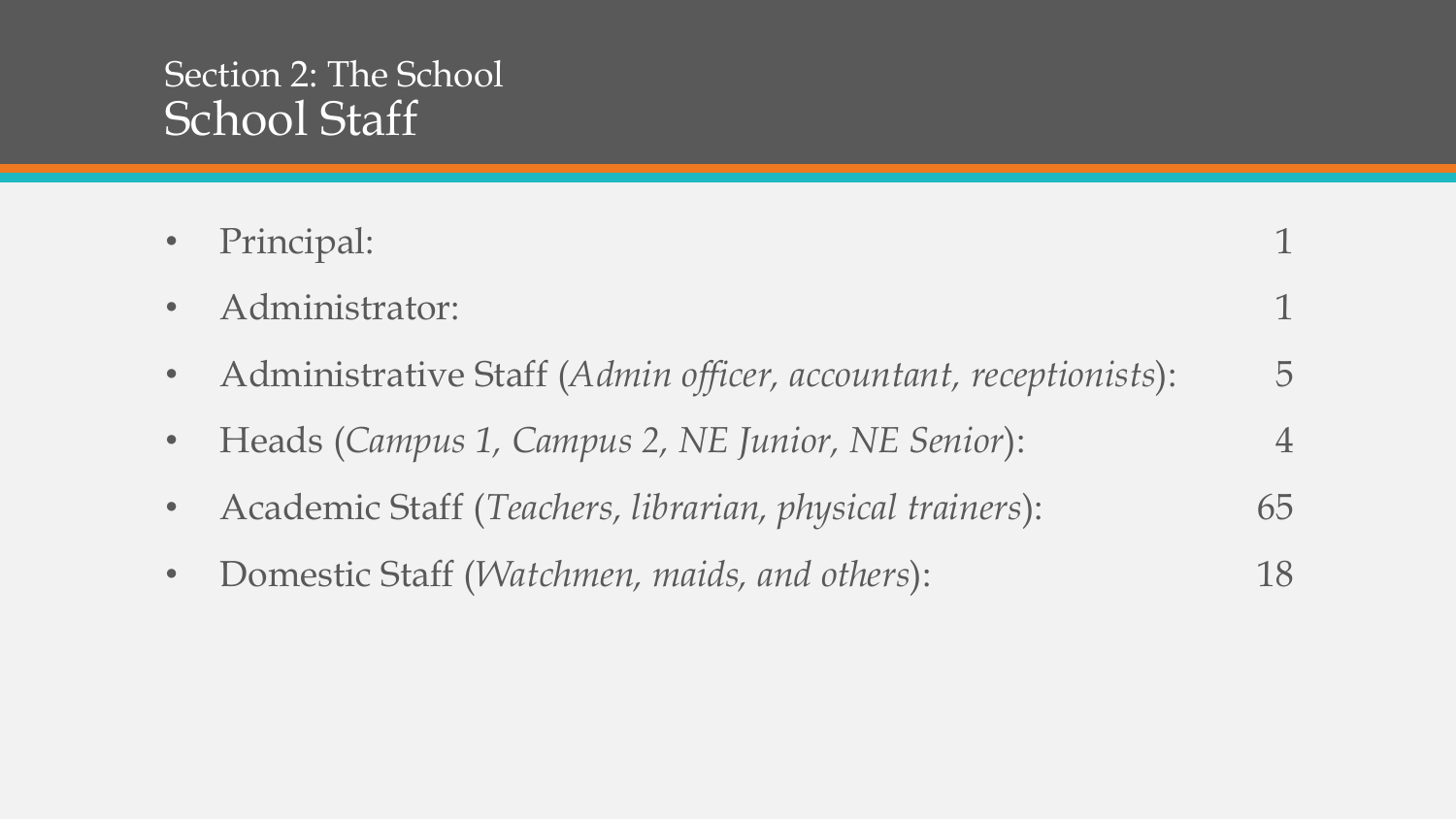## Section 2: The School

# School Staff

- Principal: 1
- Administrator: 1
- Administrative Staff (*Admin officer, accountant, receptionists*): 5
- Heads (*Campus 1, Campus 2, NE Junior, NE Senior*): 4
- Academic Staff (*Teachers, librarian, physical trainers*): 65
- Domestic Staff (*Watchmen, maids, and others*): 18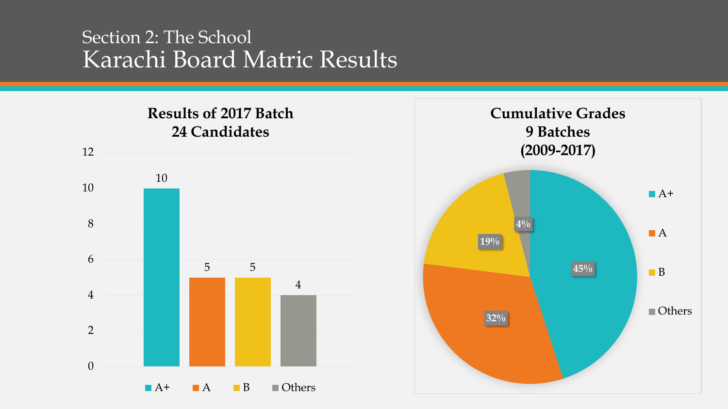Section 2: The School

# Karachi Board Matric Results

**Results of 2017 Batch**
**24 Candidates**

| Grade | Candidates |
| --- | --- |
| A+ | 10 |
| A | 5 |
| B | 5 |
| Others | 4 |

**Cumulative Grades**
**9 Batches**
**(2009-2017)**

| Grade | Percentage |
| --- | --- |
| A+ | 45% |
| A | 32% |
| B | 19% |
| Others | 4% |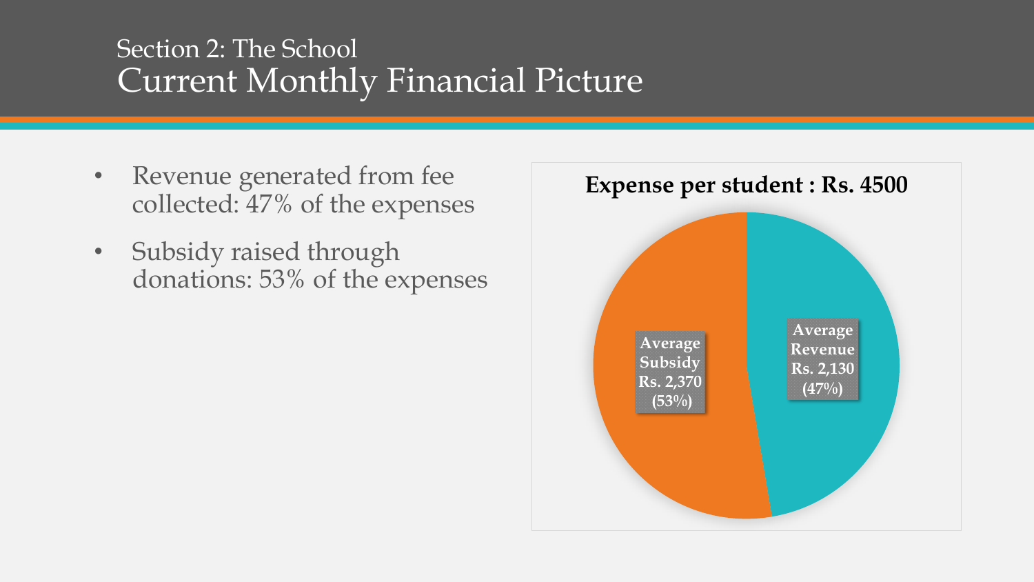Section 2: The School

# Current Monthly Financial Picture

- Revenue generated from fee collected: 47% of the expenses
- Subsidy raised through donations: 53% of the expenses

**Expense per student : Rs. 4500**

Average Subsidy Rs. 2,370 (53%)

Average Revenue Rs. 2,130 (47%)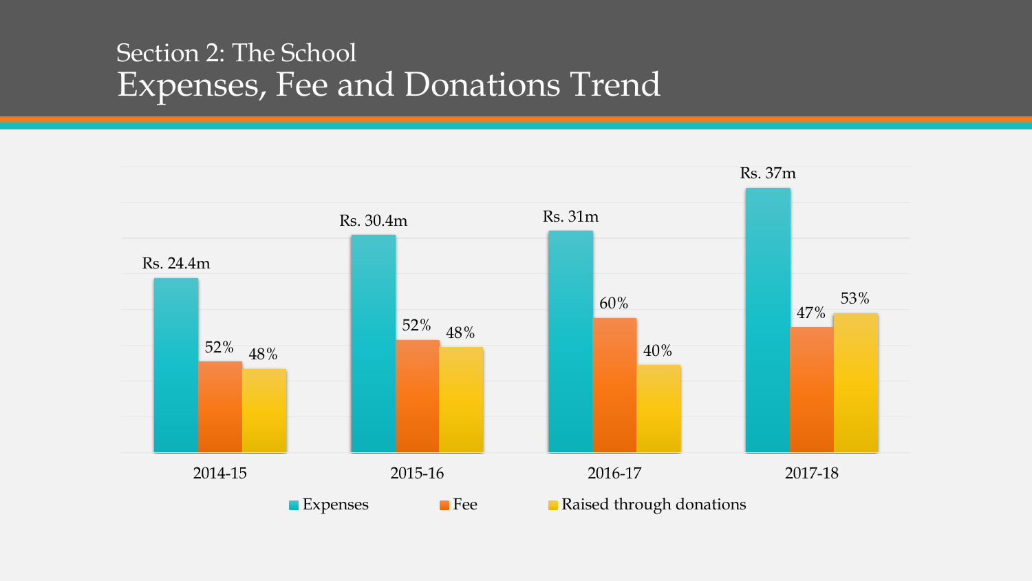## Section 2: The School

# Expenses, Fee and Donations Trend

| | 2014-15 | 2015-16 | 2016-17 | 2017-18 |
|---|---|---|---|---|
| Expenses | Rs. 24.4m | Rs. 30.4m | Rs. 31m | Rs. 37m |
| Fee | 52% | 52% | 60% | 47% |
| Raised through donations | 48% | 48% | 40% | 53% |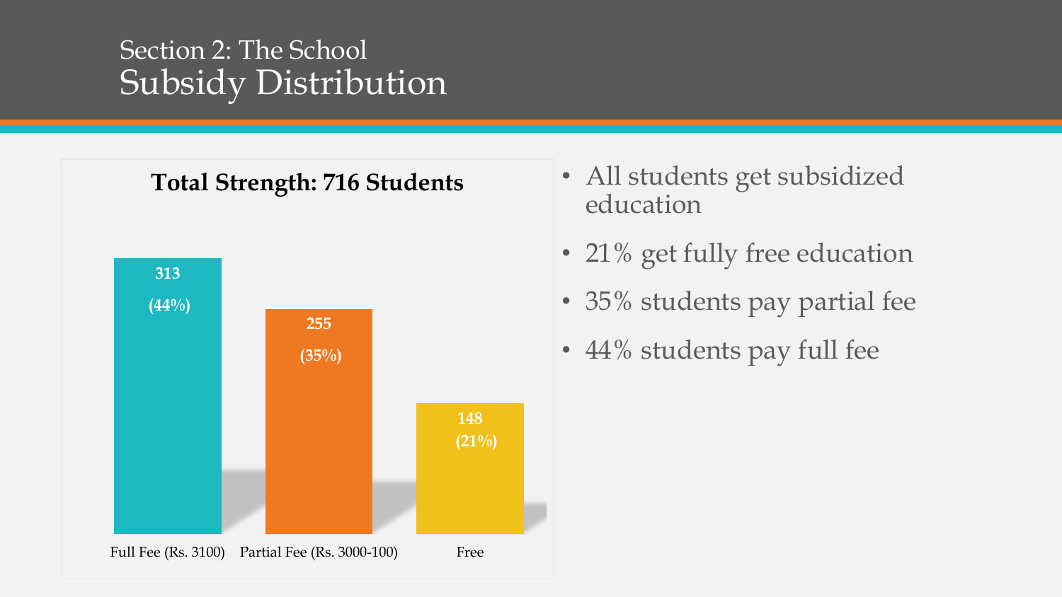# Section 2: The School
## Subsidy Distribution

**Total Strength: 716 Students**

| Category | Students | Percentage |
| --- | --- | --- |
| Full Fee (Rs. 3100) | 313 | (44%) |
| Partial Fee (Rs. 3000-100) | 255 | (35%) |
| Free | 148 | (21%) |

- All students get subsidized education
- 21% get fully free education
- 35% students pay partial fee
- 44% students pay full fee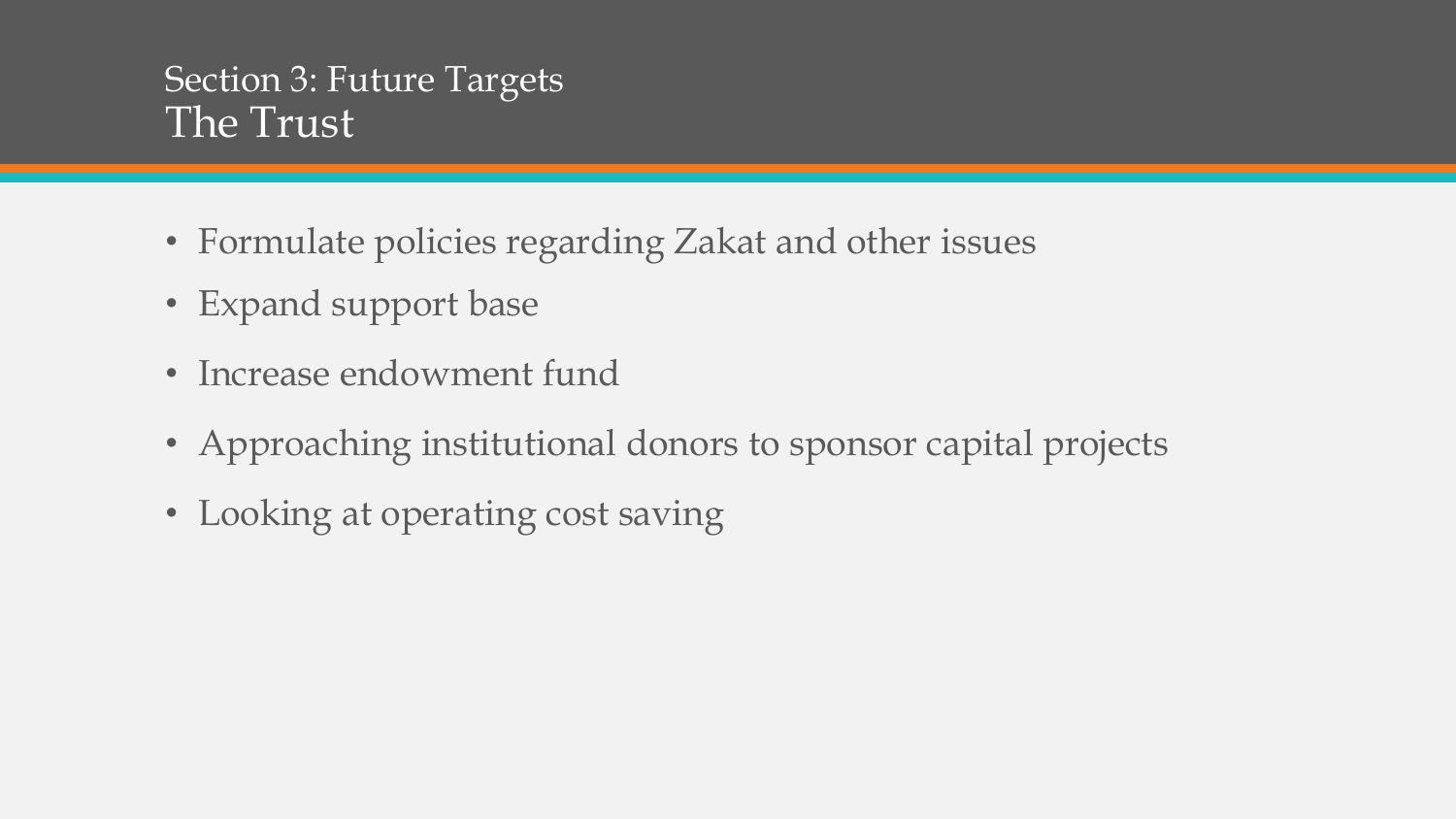## Section 3: Future Targets
# The Trust

- Formulate policies regarding Zakat and other issues
- Expand support base
- Increase endowment fund
- Approaching institutional donors to sponsor capital projects
- Looking at operating cost saving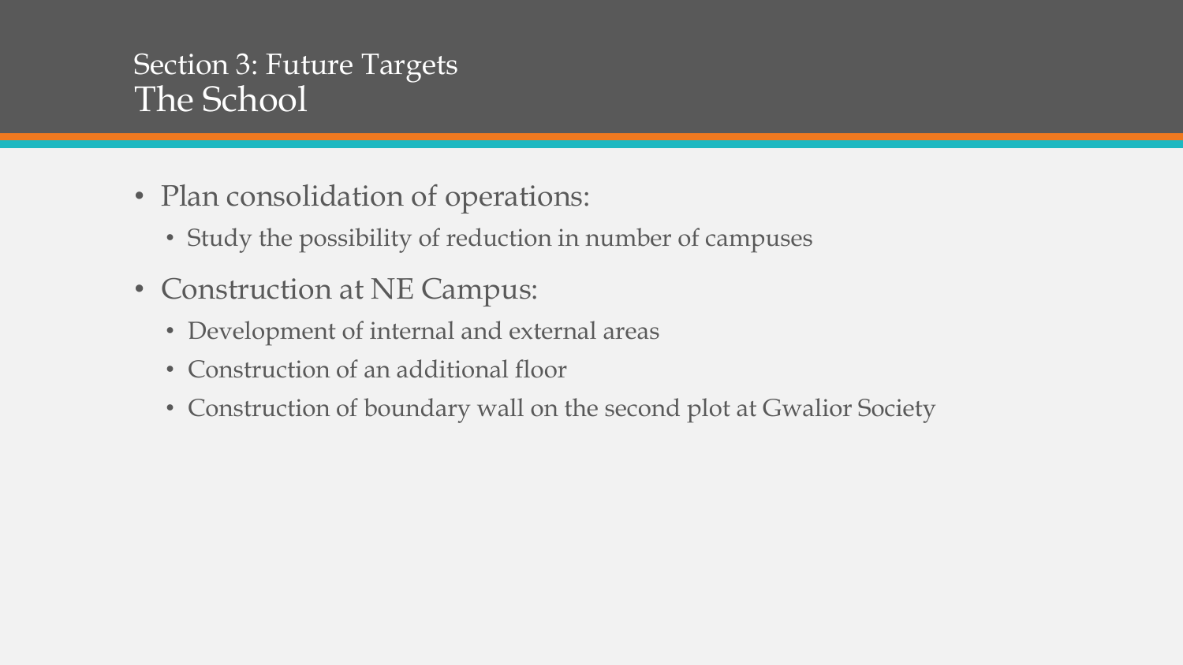## Section 3: Future Targets

# The School

- Plan consolidation of operations:
  - Study the possibility of reduction in number of campuses
- Construction at NE Campus:
  - Development of internal and external areas
  - Construction of an additional floor
  - Construction of boundary wall on the second plot at Gwalior Society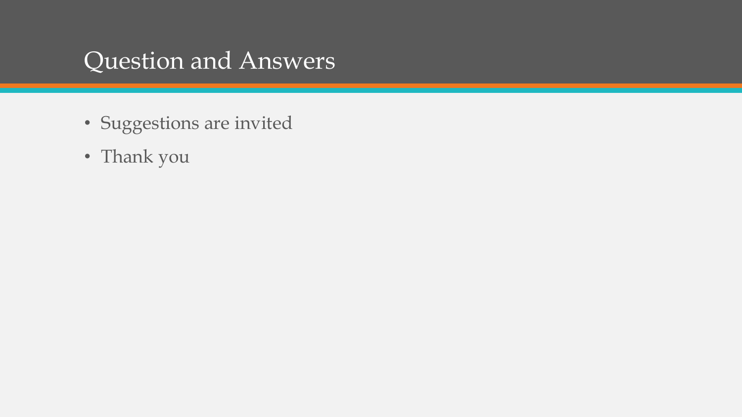# Question and Answers

- Suggestions are invited
- Thank you